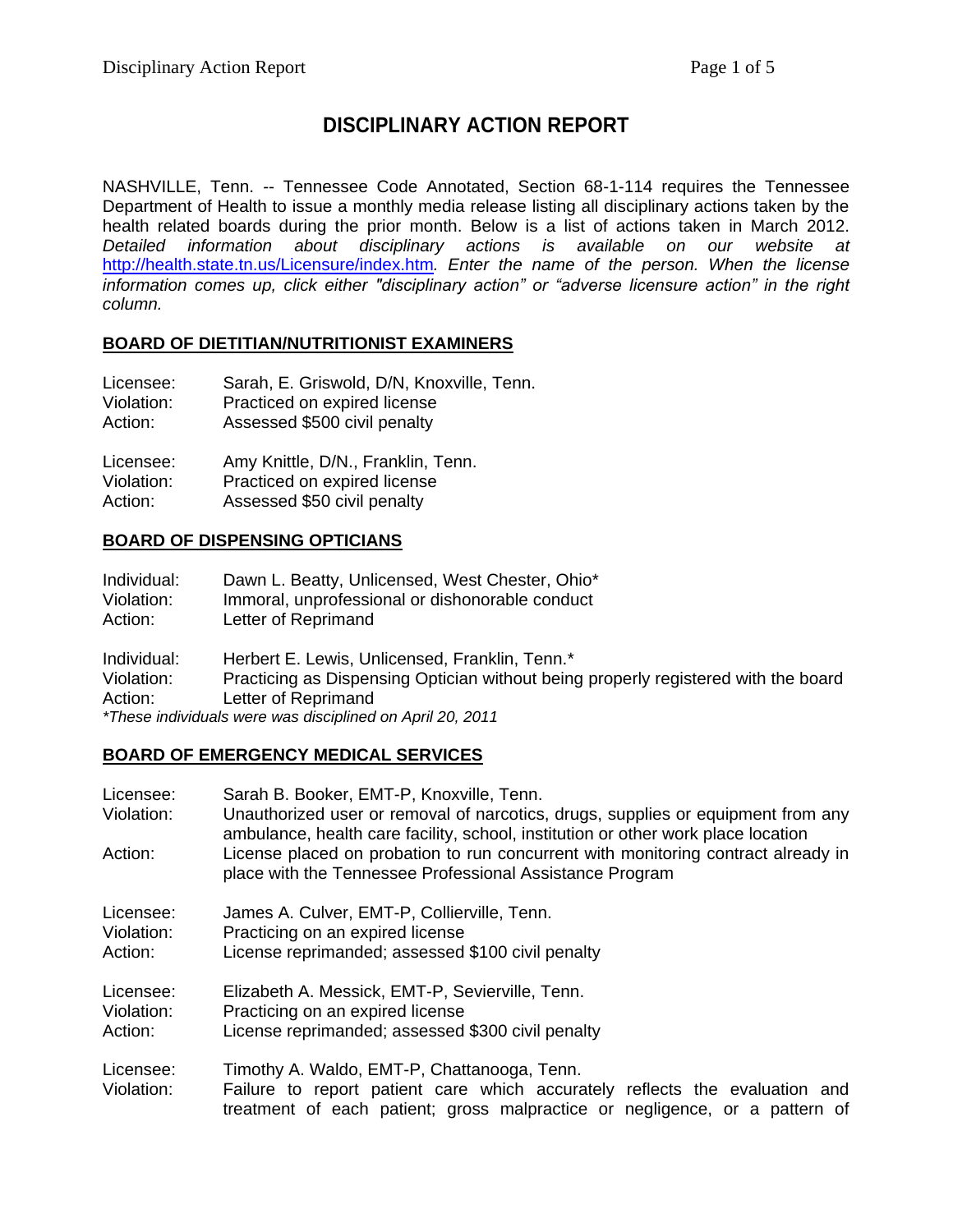# DISCIPLINARY ACTION REPORT

NASHVILLE, Tenn. -- Tennessee Code Annotated, Section 68-1-114 requires the Tennessee Department of Health to issue a monthly media release listing all disciplinary actions taken by the health related boards during the prior month. Below is a list of actions taken in March 2012. *Detailed information about disciplinary actions is available on our website at* http://health.state.tn.us/Licensure/index.htm*. Enter the name of the person. When the license information comes up, click either "disciplinary action" or "adverse licensure action" in the right column.*

## BOARD OF DIETITIAN/NUTRITIONIST EXAMINERS

Licensee: Sarah, E. Griswold, D/N, Knoxville, Tenn.
Violation: Practiced on expired license
Action: Assessed $500 civil penalty

Licensee: Amy Knittle, D/N., Franklin, Tenn.
Violation: Practiced on expired license
Action: Assessed $50 civil penalty

## BOARD OF DISPENSING OPTICIANS

Individual: Dawn L. Beatty, Unlicensed, West Chester, Ohio*
Violation: Immoral, unprofessional or dishonorable conduct
Action: Letter of Reprimand

Individual: Herbert E. Lewis, Unlicensed, Franklin, Tenn.*
Violation: Practicing as Dispensing Optician without being properly registered with the board
Action: Letter of Reprimand
*\*These individuals were was disciplined on April 20, 2011*

## BOARD OF EMERGENCY MEDICAL SERVICES

Licensee: Sarah B. Booker, EMT-P, Knoxville, Tenn.
Violation: Unauthorized user or removal of narcotics, drugs, supplies or equipment from any ambulance, health care facility, school, institution or other work place location
Action: License placed on probation to run concurrent with monitoring contract already in place with the Tennessee Professional Assistance Program

Licensee: James A. Culver, EMT-P, Collierville, Tenn.
Violation: Practicing on an expired license
Action: License reprimanded; assessed $100 civil penalty

Licensee: Elizabeth A. Messick, EMT-P, Sevierville, Tenn.
Violation: Practicing on an expired license
Action: License reprimanded; assessed $300 civil penalty

Licensee: Timothy A. Waldo, EMT-P, Chattanooga, Tenn.
Violation: Failure to report patient care which accurately reflects the evaluation and treatment of each patient; gross malpractice or negligence, or a pattern of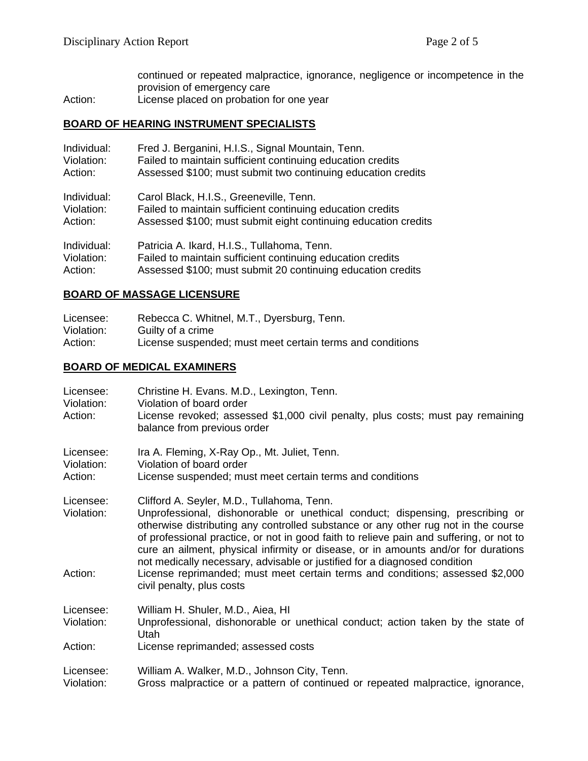continued or repeated malpractice, ignorance, negligence or incompetence in the provision of emergency care

Action: License placed on probation for one year

## BOARD OF HEARING INSTRUMENT SPECIALISTS

Individual: Fred J. Berganini, H.I.S., Signal Mountain, Tenn.
Violation: Failed to maintain sufficient continuing education credits
Action: Assessed $100; must submit two continuing education credits

Individual: Carol Black, H.I.S., Greeneville, Tenn.
Violation: Failed to maintain sufficient continuing education credits
Action: Assessed $100; must submit eight continuing education credits

Individual: Patricia A. Ikard, H.I.S., Tullahoma, Tenn.
Violation: Failed to maintain sufficient continuing education credits
Action: Assessed $100; must submit 20 continuing education credits

## BOARD OF MASSAGE LICENSURE

Licensee: Rebecca C. Whitnel, M.T., Dyersburg, Tenn.
Violation: Guilty of a crime
Action: License suspended; must meet certain terms and conditions

## BOARD OF MEDICAL EXAMINERS

Licensee: Christine H. Evans. M.D., Lexington, Tenn.
Violation: Violation of board order
Action: License revoked; assessed $1,000 civil penalty, plus costs; must pay remaining balance from previous order

Licensee: Ira A. Fleming, X-Ray Op., Mt. Juliet, Tenn.
Violation: Violation of board order
Action: License suspended; must meet certain terms and conditions

Licensee: Clifford A. Seyler, M.D., Tullahoma, Tenn.
Violation: Unprofessional, dishonorable or unethical conduct; dispensing, prescribing or otherwise distributing any controlled substance or any other rug not in the course of professional practice, or not in good faith to relieve pain and suffering, or not to cure an ailment, physical infirmity or disease, or in amounts and/or for durations not medically necessary, advisable or justified for a diagnosed condition
Action: License reprimanded; must meet certain terms and conditions; assessed $2,000 civil penalty, plus costs

Licensee: William H. Shuler, M.D., Aiea, HI
Violation: Unprofessional, dishonorable or unethical conduct; action taken by the state of Utah
Action: License reprimanded; assessed costs

Licensee: William A. Walker, M.D., Johnson City, Tenn.
Violation: Gross malpractice or a pattern of continued or repeated malpractice, ignorance,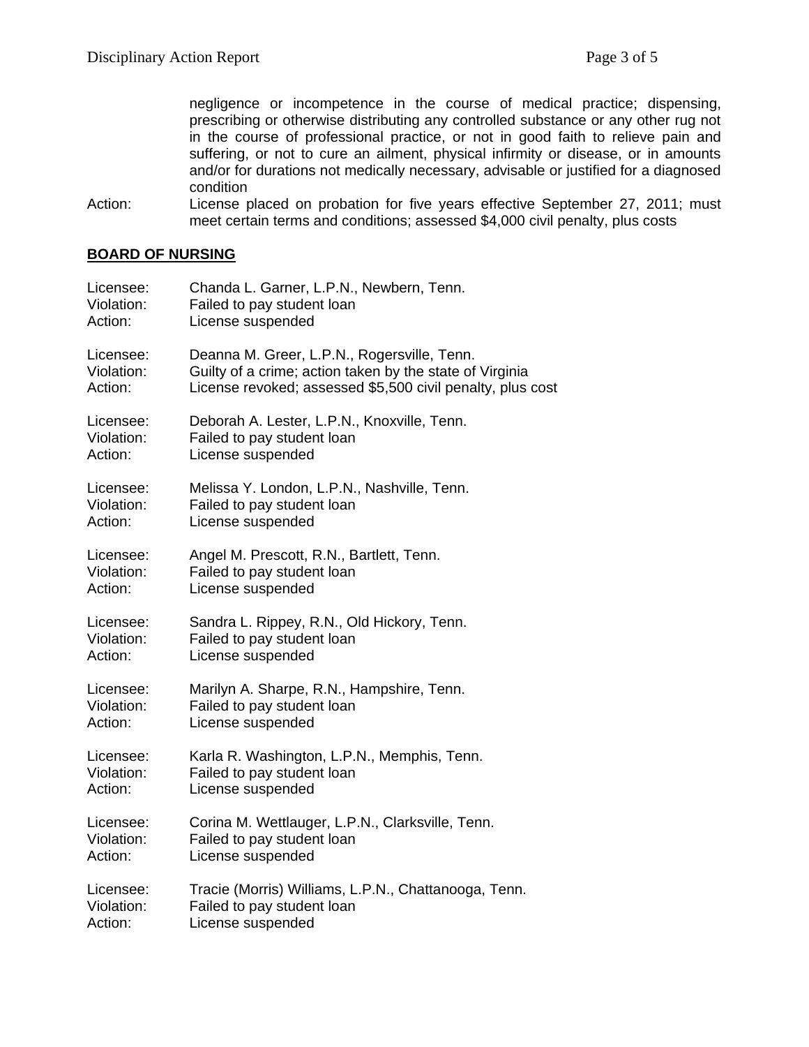negligence or incompetence in the course of medical practice; dispensing, prescribing or otherwise distributing any controlled substance or any other rug not in the course of professional practice, or not in good faith to relieve pain and suffering, or not to cure an ailment, physical infirmity or disease, or in amounts and/or for durations not medically necessary, advisable or justified for a diagnosed condition

Action: License placed on probation for five years effective September 27, 2011; must meet certain terms and conditions; assessed $4,000 civil penalty, plus costs

**BOARD OF NURSING**

Licensee: Chanda L. Garner, L.P.N., Newbern, Tenn.
Violation: Failed to pay student loan
Action: License suspended

Licensee: Deanna M. Greer, L.P.N., Rogersville, Tenn.
Violation: Guilty of a crime; action taken by the state of Virginia
Action: License revoked; assessed $5,500 civil penalty, plus cost

Licensee: Deborah A. Lester, L.P.N., Knoxville, Tenn.
Violation: Failed to pay student loan
Action: License suspended

Licensee: Melissa Y. London, L.P.N., Nashville, Tenn.
Violation: Failed to pay student loan
Action: License suspended

Licensee: Angel M. Prescott, R.N., Bartlett, Tenn.
Violation: Failed to pay student loan
Action: License suspended

Licensee: Sandra L. Rippey, R.N., Old Hickory, Tenn.
Violation: Failed to pay student loan
Action: License suspended

Licensee: Marilyn A. Sharpe, R.N., Hampshire, Tenn.
Violation: Failed to pay student loan
Action: License suspended

Licensee: Karla R. Washington, L.P.N., Memphis, Tenn.
Violation: Failed to pay student loan
Action: License suspended

Licensee: Corina M. Wettlauger, L.P.N., Clarksville, Tenn.
Violation: Failed to pay student loan
Action: License suspended

Licensee: Tracie (Morris) Williams, L.P.N., Chattanooga, Tenn.
Violation: Failed to pay student loan
Action: License suspended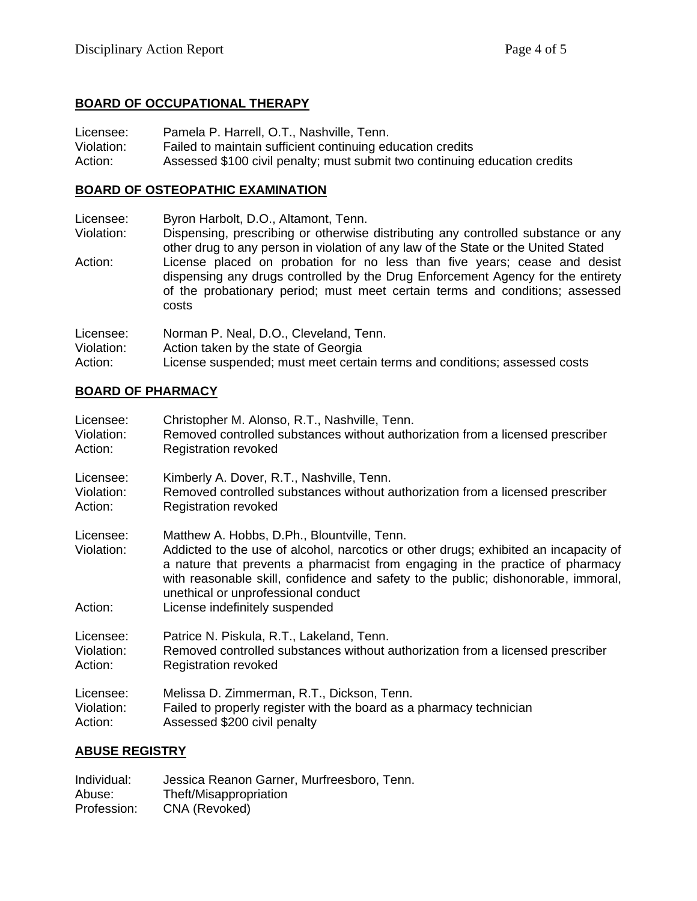## BOARD OF OCCUPATIONAL THERAPY

Licensee: Pamela P. Harrell, O.T., Nashville, Tenn.
Violation: Failed to maintain sufficient continuing education credits
Action: Assessed $100 civil penalty; must submit two continuing education credits

## BOARD OF OSTEOPATHIC EXAMINATION

Licensee: Byron Harbolt, D.O., Altamont, Tenn.
Violation: Dispensing, prescribing or otherwise distributing any controlled substance or any other drug to any person in violation of any law of the State or the United Stated
Action: License placed on probation for no less than five years; cease and desist dispensing any drugs controlled by the Drug Enforcement Agency for the entirety of the probationary period; must meet certain terms and conditions; assessed costs

Licensee: Norman P. Neal, D.O., Cleveland, Tenn.
Violation: Action taken by the state of Georgia
Action: License suspended; must meet certain terms and conditions; assessed costs

## BOARD OF PHARMACY

Licensee: Christopher M. Alonso, R.T., Nashville, Tenn.
Violation: Removed controlled substances without authorization from a licensed prescriber
Action: Registration revoked

Licensee: Kimberly A. Dover, R.T., Nashville, Tenn.
Violation: Removed controlled substances without authorization from a licensed prescriber
Action: Registration revoked

Licensee: Matthew A. Hobbs, D.Ph., Blountville, Tenn.
Violation: Addicted to the use of alcohol, narcotics or other drugs; exhibited an incapacity of a nature that prevents a pharmacist from engaging in the practice of pharmacy with reasonable skill, confidence and safety to the public; dishonorable, immoral, unethical or unprofessional conduct
Action: License indefinitely suspended

Licensee: Patrice N. Piskula, R.T., Lakeland, Tenn.
Violation: Removed controlled substances without authorization from a licensed prescriber
Action: Registration revoked

Licensee: Melissa D. Zimmerman, R.T., Dickson, Tenn.
Violation: Failed to properly register with the board as a pharmacy technician
Action: Assessed $200 civil penalty

## ABUSE REGISTRY

Individual: Jessica Reanon Garner, Murfreesboro, Tenn.
Abuse: Theft/Misappropriation
Profession: CNA (Revoked)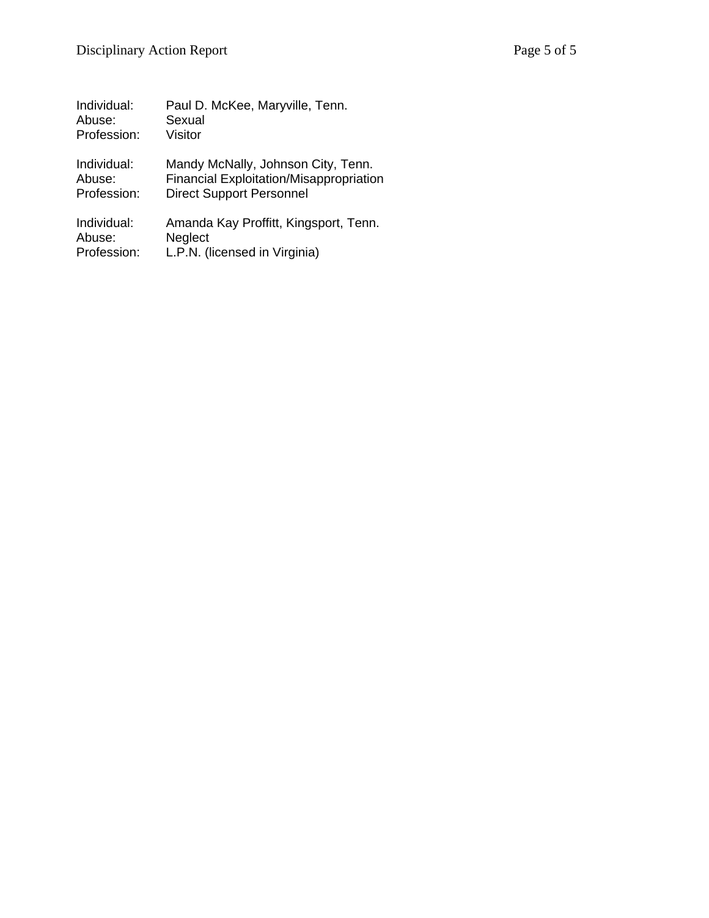Individual: Paul D. McKee, Maryville, Tenn.
Abuse: Sexual
Profession: Visitor

Individual: Mandy McNally, Johnson City, Tenn.
Abuse: Financial Exploitation/Misappropriation
Profession: Direct Support Personnel

Individual: Amanda Kay Proffitt, Kingsport, Tenn.
Abuse: Neglect
Profession: L.P.N. (licensed in Virginia)